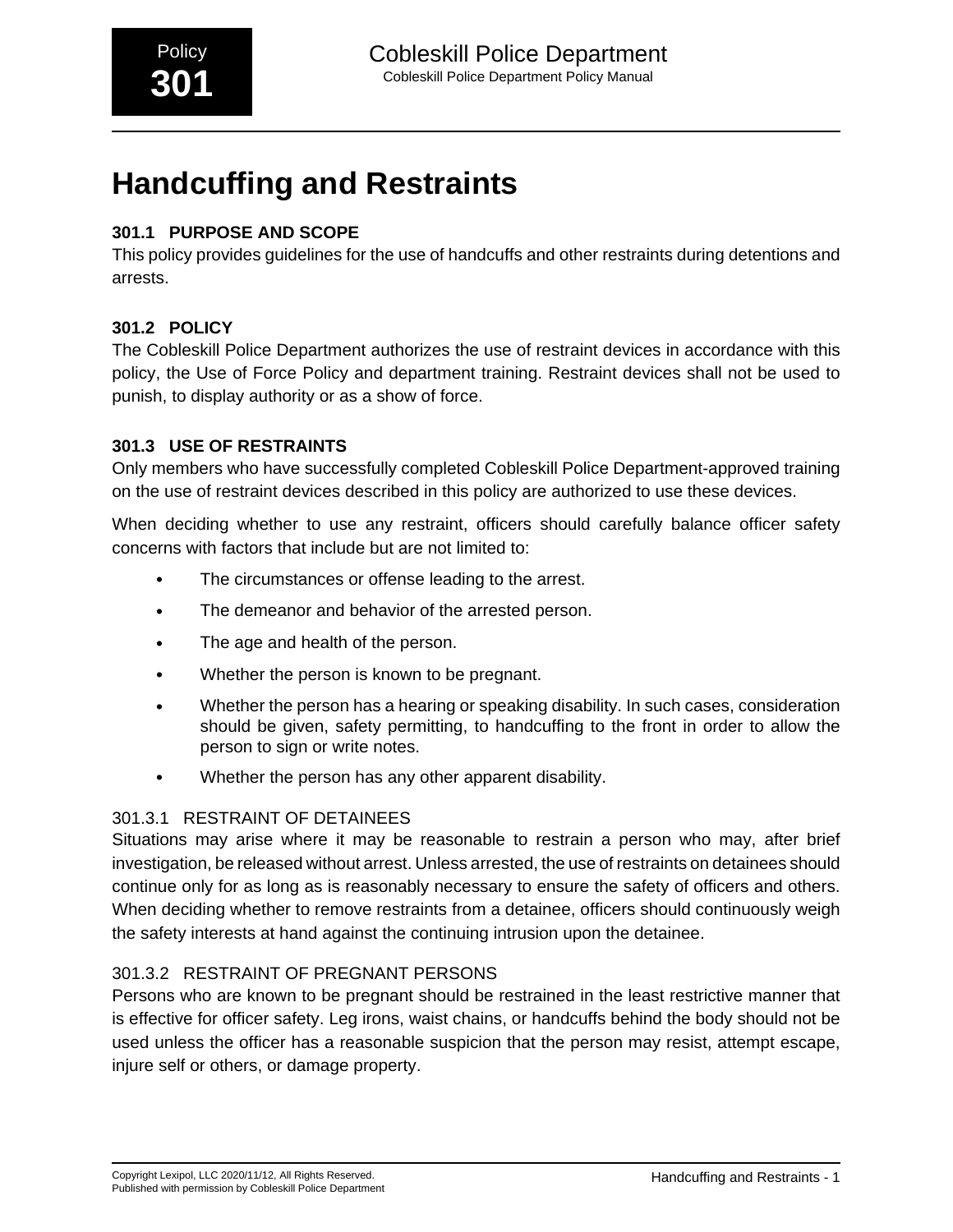# Handcuffing and Restraints

## 301.1 PURPOSE AND SCOPE

This policy provides guidelines for the use of handcuffs and other restraints during detentions and arrests.

## 301.2 POLICY

The Cobleskill Police Department authorizes the use of restraint devices in accordance with this policy, the Use of Force Policy and department training. Restraint devices shall not be used to punish, to display authority or as a show of force.

## 301.3 USE OF RESTRAINTS

Only members who have successfully completed Cobleskill Police Department-approved training on the use of restraint devices described in this policy are authorized to use these devices.

When deciding whether to use any restraint, officers should carefully balance officer safety concerns with factors that include but are not limited to:

- The circumstances or offense leading to the arrest.
- The demeanor and behavior of the arrested person.
- The age and health of the person.
- Whether the person is known to be pregnant.
- Whether the person has a hearing or speaking disability. In such cases, consideration should be given, safety permitting, to handcuffing to the front in order to allow the person to sign or write notes.
- Whether the person has any other apparent disability.

### 301.3.1 RESTRAINT OF DETAINEES

Situations may arise where it may be reasonable to restrain a person who may, after brief investigation, be released without arrest. Unless arrested, the use of restraints on detainees should continue only for as long as is reasonably necessary to ensure the safety of officers and others. When deciding whether to remove restraints from a detainee, officers should continuously weigh the safety interests at hand against the continuing intrusion upon the detainee.

### 301.3.2 RESTRAINT OF PREGNANT PERSONS

Persons who are known to be pregnant should be restrained in the least restrictive manner that is effective for officer safety. Leg irons, waist chains, or handcuffs behind the body should not be used unless the officer has a reasonable suspicion that the person may resist, attempt escape, injure self or others, or damage property.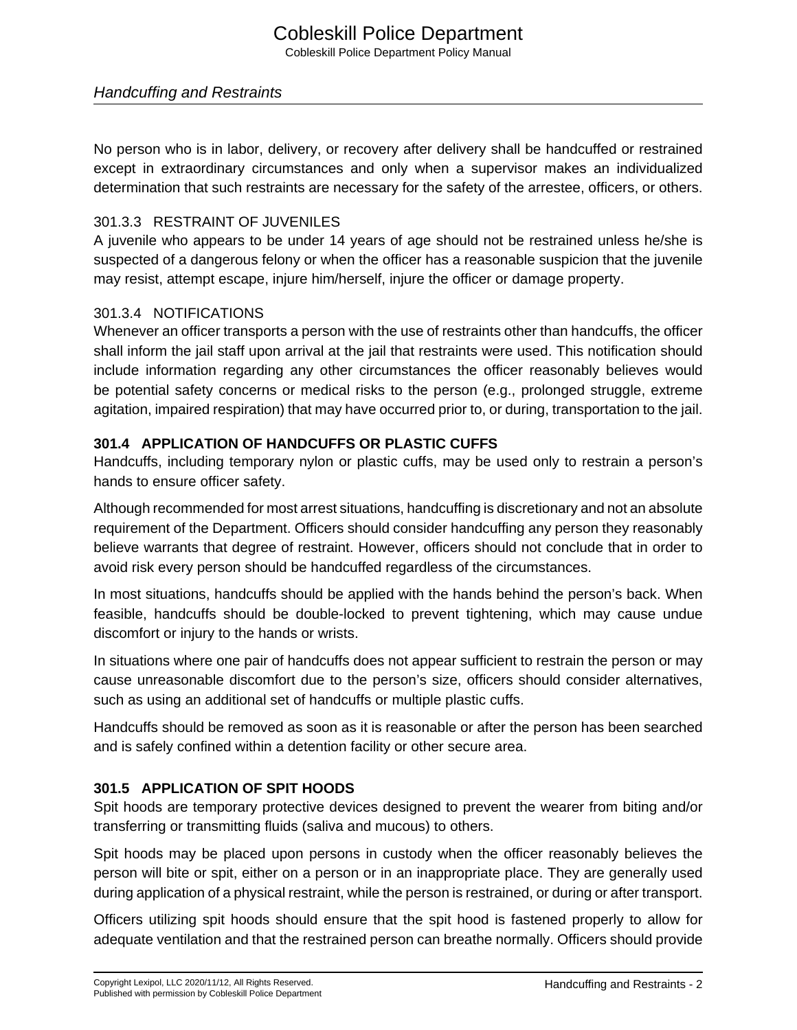No person who is in labor, delivery, or recovery after delivery shall be handcuffed or restrained except in extraordinary circumstances and only when a supervisor makes an individualized determination that such restraints are necessary for the safety of the arrestee, officers, or others.

#### 301.3.3 RESTRAINT OF JUVENILES

A juvenile who appears to be under 14 years of age should not be restrained unless he/she is suspected of a dangerous felony or when the officer has a reasonable suspicion that the juvenile may resist, attempt escape, injure him/herself, injure the officer or damage property.

#### 301.3.4 NOTIFICATIONS

Whenever an officer transports a person with the use of restraints other than handcuffs, the officer shall inform the jail staff upon arrival at the jail that restraints were used. This notification should include information regarding any other circumstances the officer reasonably believes would be potential safety concerns or medical risks to the person (e.g., prolonged struggle, extreme agitation, impaired respiration) that may have occurred prior to, or during, transportation to the jail.

### 301.4 APPLICATION OF HANDCUFFS OR PLASTIC CUFFS

Handcuffs, including temporary nylon or plastic cuffs, may be used only to restrain a person's hands to ensure officer safety.

Although recommended for most arrest situations, handcuffing is discretionary and not an absolute requirement of the Department. Officers should consider handcuffing any person they reasonably believe warrants that degree of restraint. However, officers should not conclude that in order to avoid risk every person should be handcuffed regardless of the circumstances.

In most situations, handcuffs should be applied with the hands behind the person's back. When feasible, handcuffs should be double-locked to prevent tightening, which may cause undue discomfort or injury to the hands or wrists.

In situations where one pair of handcuffs does not appear sufficient to restrain the person or may cause unreasonable discomfort due to the person's size, officers should consider alternatives, such as using an additional set of handcuffs or multiple plastic cuffs.

Handcuffs should be removed as soon as it is reasonable or after the person has been searched and is safely confined within a detention facility or other secure area.

### 301.5 APPLICATION OF SPIT HOODS

Spit hoods are temporary protective devices designed to prevent the wearer from biting and/or transferring or transmitting fluids (saliva and mucous) to others.

Spit hoods may be placed upon persons in custody when the officer reasonably believes the person will bite or spit, either on a person or in an inappropriate place. They are generally used during application of a physical restraint, while the person is restrained, or during or after transport.

Officers utilizing spit hoods should ensure that the spit hood is fastened properly to allow for adequate ventilation and that the restrained person can breathe normally. Officers should provide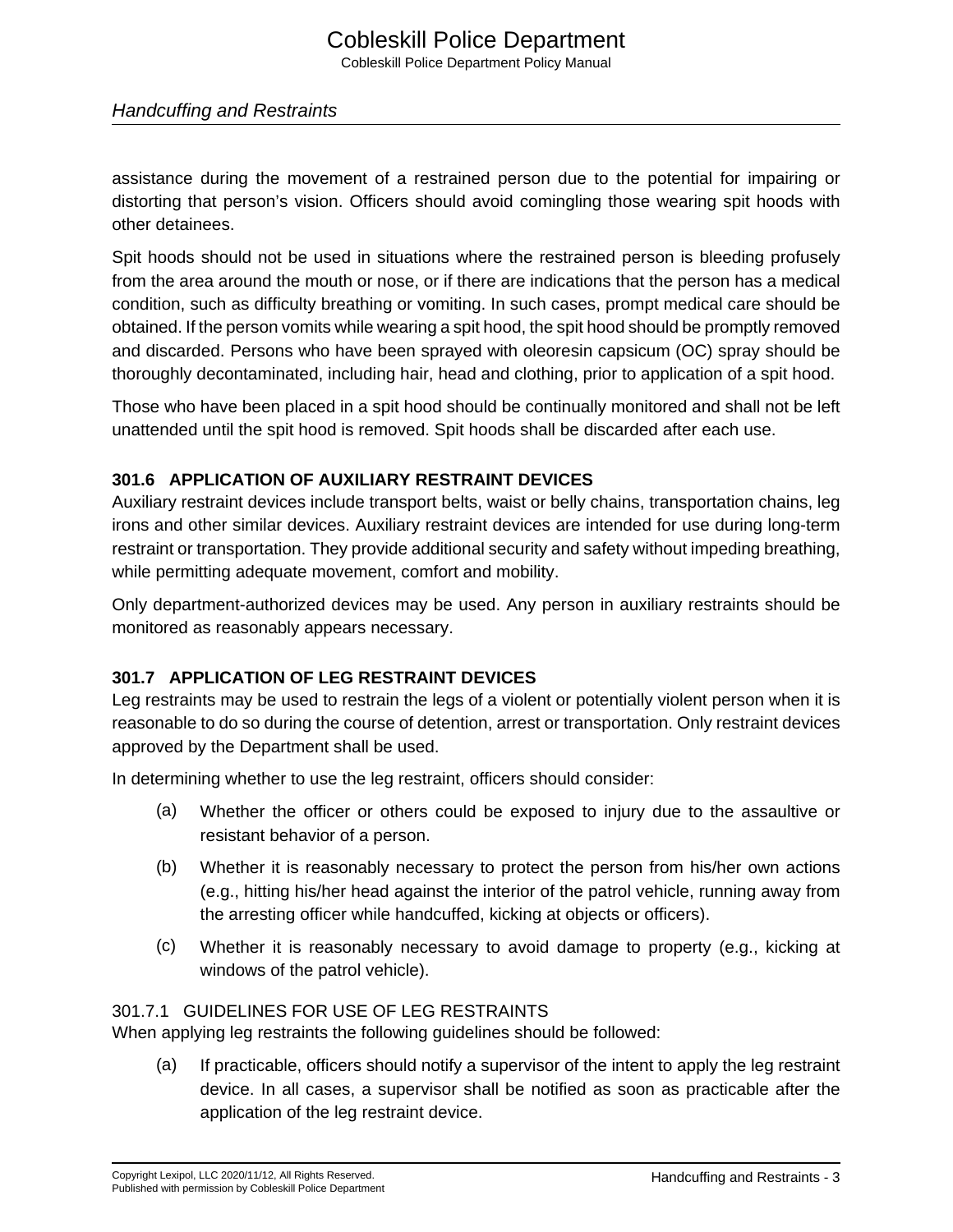assistance during the movement of a restrained person due to the potential for impairing or distorting that person's vision. Officers should avoid comingling those wearing spit hoods with other detainees.

Spit hoods should not be used in situations where the restrained person is bleeding profusely from the area around the mouth or nose, or if there are indications that the person has a medical condition, such as difficulty breathing or vomiting. In such cases, prompt medical care should be obtained. If the person vomits while wearing a spit hood, the spit hood should be promptly removed and discarded. Persons who have been sprayed with oleoresin capsicum (OC) spray should be thoroughly decontaminated, including hair, head and clothing, prior to application of a spit hood.

Those who have been placed in a spit hood should be continually monitored and shall not be left unattended until the spit hood is removed. Spit hoods shall be discarded after each use.

## 301.6 APPLICATION OF AUXILIARY RESTRAINT DEVICES

Auxiliary restraint devices include transport belts, waist or belly chains, transportation chains, leg irons and other similar devices. Auxiliary restraint devices are intended for use during long-term restraint or transportation. They provide additional security and safety without impeding breathing, while permitting adequate movement, comfort and mobility.

Only department-authorized devices may be used. Any person in auxiliary restraints should be monitored as reasonably appears necessary.

## 301.7 APPLICATION OF LEG RESTRAINT DEVICES

Leg restraints may be used to restrain the legs of a violent or potentially violent person when it is reasonable to do so during the course of detention, arrest or transportation. Only restraint devices approved by the Department shall be used.

In determining whether to use the leg restraint, officers should consider:

(a) Whether the officer or others could be exposed to injury due to the assaultive or resistant behavior of a person.

(b) Whether it is reasonably necessary to protect the person from his/her own actions (e.g., hitting his/her head against the interior of the patrol vehicle, running away from the arresting officer while handcuffed, kicking at objects or officers).

(c) Whether it is reasonably necessary to avoid damage to property (e.g., kicking at windows of the patrol vehicle).

### 301.7.1 GUIDELINES FOR USE OF LEG RESTRAINTS

When applying leg restraints the following guidelines should be followed:

(a) If practicable, officers should notify a supervisor of the intent to apply the leg restraint device. In all cases, a supervisor shall be notified as soon as practicable after the application of the leg restraint device.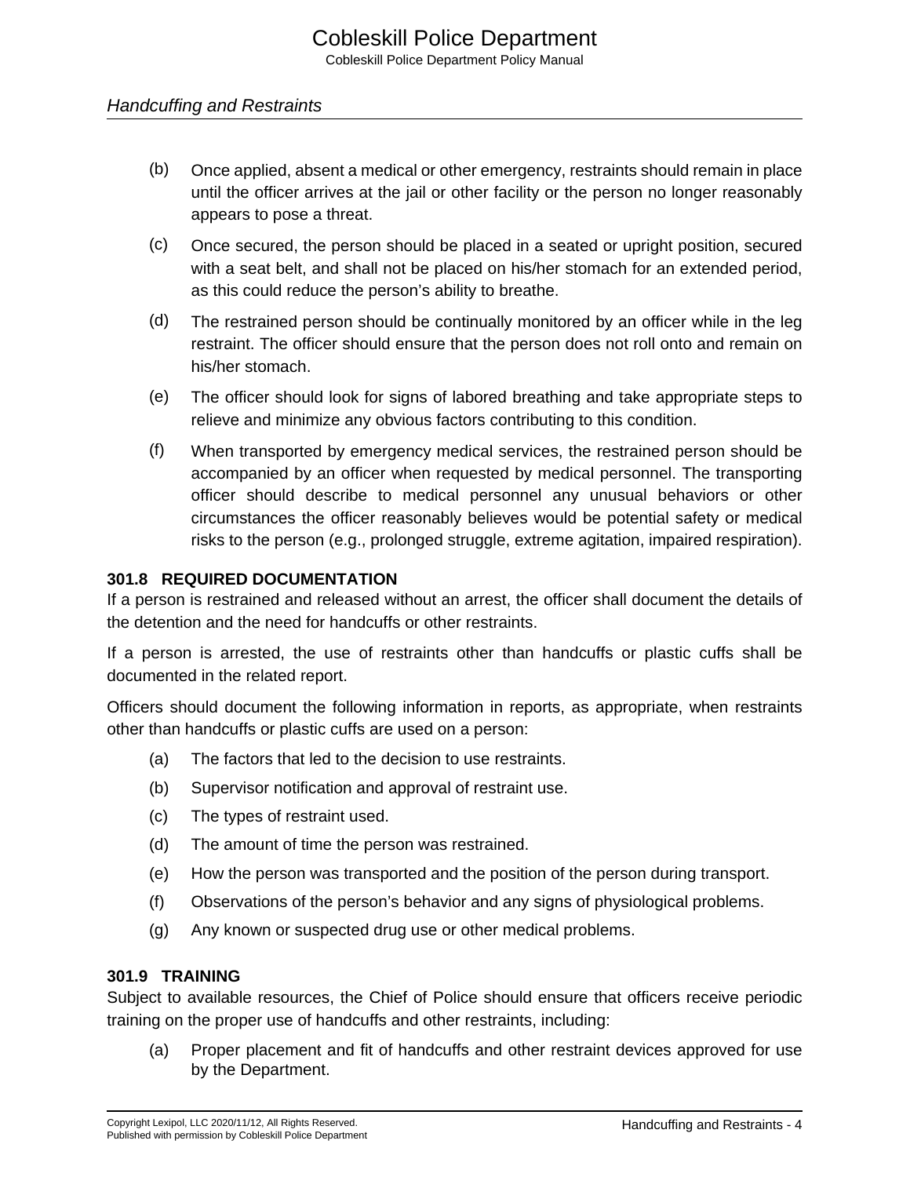(b) Once applied, absent a medical or other emergency, restraints should remain in place until the officer arrives at the jail or other facility or the person no longer reasonably appears to pose a threat.

(c) Once secured, the person should be placed in a seated or upright position, secured with a seat belt, and shall not be placed on his/her stomach for an extended period, as this could reduce the person's ability to breathe.

(d) The restrained person should be continually monitored by an officer while in the leg restraint. The officer should ensure that the person does not roll onto and remain on his/her stomach.

(e) The officer should look for signs of labored breathing and take appropriate steps to relieve and minimize any obvious factors contributing to this condition.

(f) When transported by emergency medical services, the restrained person should be accompanied by an officer when requested by medical personnel. The transporting officer should describe to medical personnel any unusual behaviors or other circumstances the officer reasonably believes would be potential safety or medical risks to the person (e.g., prolonged struggle, extreme agitation, impaired respiration).

### 301.8 REQUIRED DOCUMENTATION

If a person is restrained and released without an arrest, the officer shall document the details of the detention and the need for handcuffs or other restraints.

If a person is arrested, the use of restraints other than handcuffs or plastic cuffs shall be documented in the related report.

Officers should document the following information in reports, as appropriate, when restraints other than handcuffs or plastic cuffs are used on a person:

(a) The factors that led to the decision to use restraints.

(b) Supervisor notification and approval of restraint use.

(c) The types of restraint used.

(d) The amount of time the person was restrained.

(e) How the person was transported and the position of the person during transport.

(f) Observations of the person's behavior and any signs of physiological problems.

(g) Any known or suspected drug use or other medical problems.

### 301.9 TRAINING

Subject to available resources, the Chief of Police should ensure that officers receive periodic training on the proper use of handcuffs and other restraints, including:

(a) Proper placement and fit of handcuffs and other restraint devices approved for use by the Department.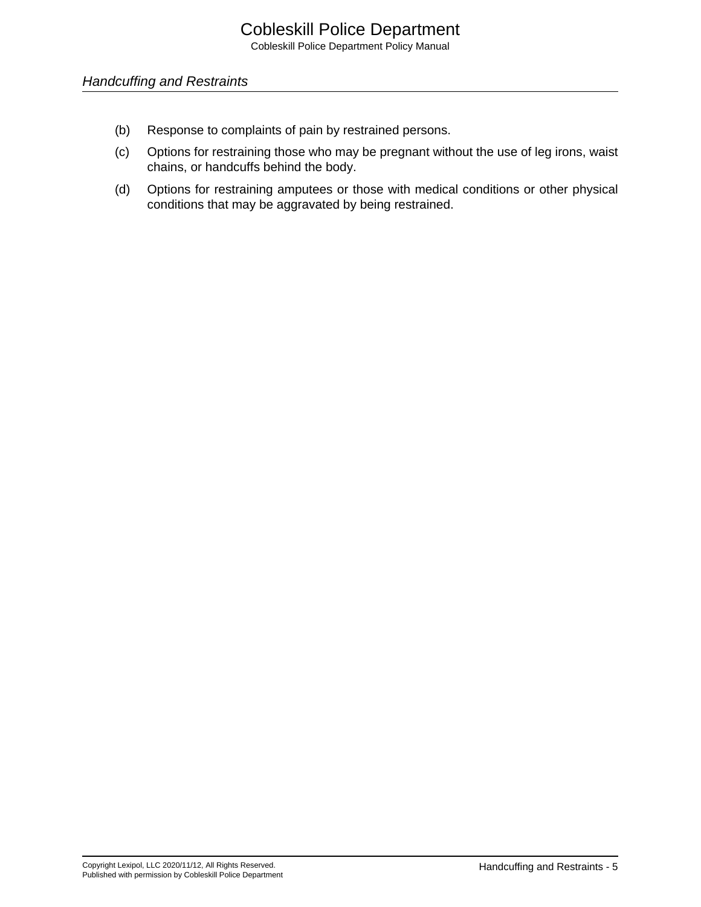(b) Response to complaints of pain by restrained persons.

(c) Options for restraining those who may be pregnant without the use of leg irons, waist chains, or handcuffs behind the body.

(d) Options for restraining amputees or those with medical conditions or other physical conditions that may be aggravated by being restrained.